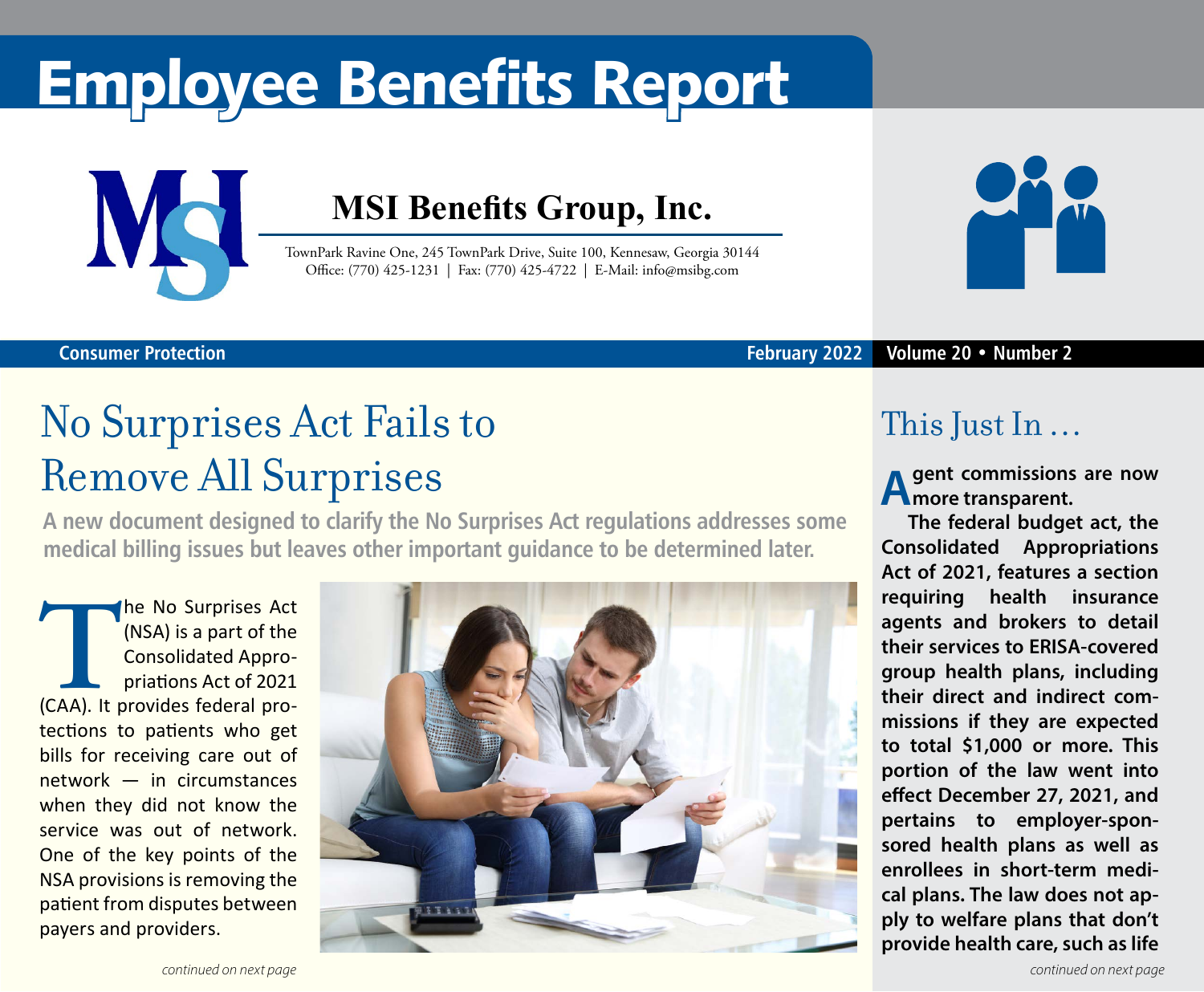# Employee Benefits Report

**MSI Benefits Group, Inc.**

TownPark Ravine One, 245 TownPark Drive, Suite 100, Kennesaw, Georgia 30144
Office: (770) 425-1231 | Fax: (770) 425-4722 | E-Mail: info@msibg.com

**Consumer Protection** **February 2022** **Volume 20 • Number 2**

## No Surprises Act Fails to Remove All Surprises

**A new document designed to clarify the No Surprises Act regulations addresses some medical billing issues but leaves other important guidance to be determined later.**

The No Surprises Act (NSA) is a part of the Consolidated Appropriations Act of 2021 (CAA). It provides federal protections to patients who get bills for receiving care out of network — in circumstances when they did not know the service was out of network. One of the key points of the NSA provisions is removing the patient from disputes between payers and providers.

*continued on next page*

## This Just In …

**Agent commissions are now more transparent.**

**The federal budget act, the Consolidated Appropriations Act of 2021, features a section requiring health insurance agents and brokers to detail their services to ERISA-covered group health plans, including their direct and indirect commissions if they are expected to total $1,000 or more. This portion of the law went into effect December 27, 2021, and pertains to employer-sponsored health plans as well as enrollees in short-term medical plans. The law does not apply to welfare plans that don't provide health care, such as life**

*continued on next page*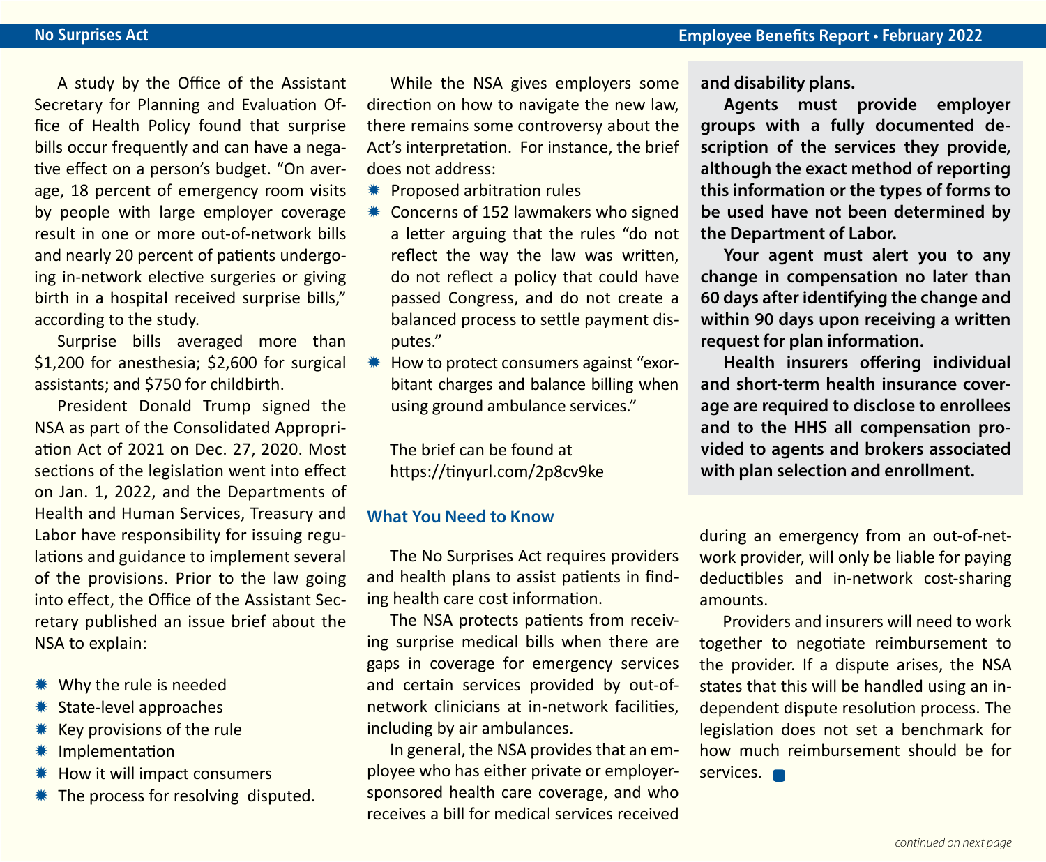A study by the Office of the Assistant Secretary for Planning and Evaluation Office of Health Policy found that surprise bills occur frequently and can have a negative effect on a person's budget. "On average, 18 percent of emergency room visits by people with large employer coverage result in one or more out-of-network bills and nearly 20 percent of patients undergoing in-network elective surgeries or giving birth in a hospital received surprise bills," according to the study.

Surprise bills averaged more than $1,200 for anesthesia; $2,600 for surgical assistants; and $750 for childbirth.

President Donald Trump signed the NSA as part of the Consolidated Appropriation Act of 2021 on Dec. 27, 2020. Most sections of the legislation went into effect on Jan. 1, 2022, and the Departments of Health and Human Services, Treasury and Labor have responsibility for issuing regulations and guidance to implement several of the provisions. Prior to the law going into effect, the Office of the Assistant Secretary published an issue brief about the NSA to explain:

- Why the rule is needed
- State-level approaches
- Key provisions of the rule
- Implementation
- How it will impact consumers
- The process for resolving disputed.

While the NSA gives employers some direction on how to navigate the new law, there remains some controversy about the Act's interpretation. For instance, the brief does not address:

- Proposed arbitration rules
- Concerns of 152 lawmakers who signed a letter arguing that the rules "do not reflect the way the law was written, do not reflect a policy that could have passed Congress, and do not create a balanced process to settle payment disputes."
- How to protect consumers against "exorbitant charges and balance billing when using ground ambulance services."

The brief can be found at https://tinyurl.com/2p8cv9ke

### What You Need to Know

The No Surprises Act requires providers and health plans to assist patients in finding health care cost information.

The NSA protects patients from receiving surprise medical bills when there are gaps in coverage for emergency services and certain services provided by out-of-network clinicians at in-network facilities, including by air ambulances.

In general, the NSA provides that an employee who has either private or employer-sponsored health care coverage, and who receives a bill for medical services received during an emergency from an out-of-network provider, will only be liable for paying deductibles and in-network cost-sharing amounts.

Providers and insurers will need to work together to negotiate reimbursement to the provider. If a dispute arises, the NSA states that this will be handled using an independent dispute resolution process. The legislation does not set a benchmark for how much reimbursement should be for services.

**and disability plans.**

**Agents must provide employer groups with a fully documented description of the services they provide, although the exact method of reporting this information or the types of forms to be used have not been determined by the Department of Labor.**

**Your agent must alert you to any change in compensation no later than 60 days after identifying the change and within 90 days upon receiving a written request for plan information.**

**Health insurers offering individual and short-term health insurance coverage are required to disclose to enrollees and to the HHS all compensation provided to agents and brokers associated with plan selection and enrollment.**

*continued on next page*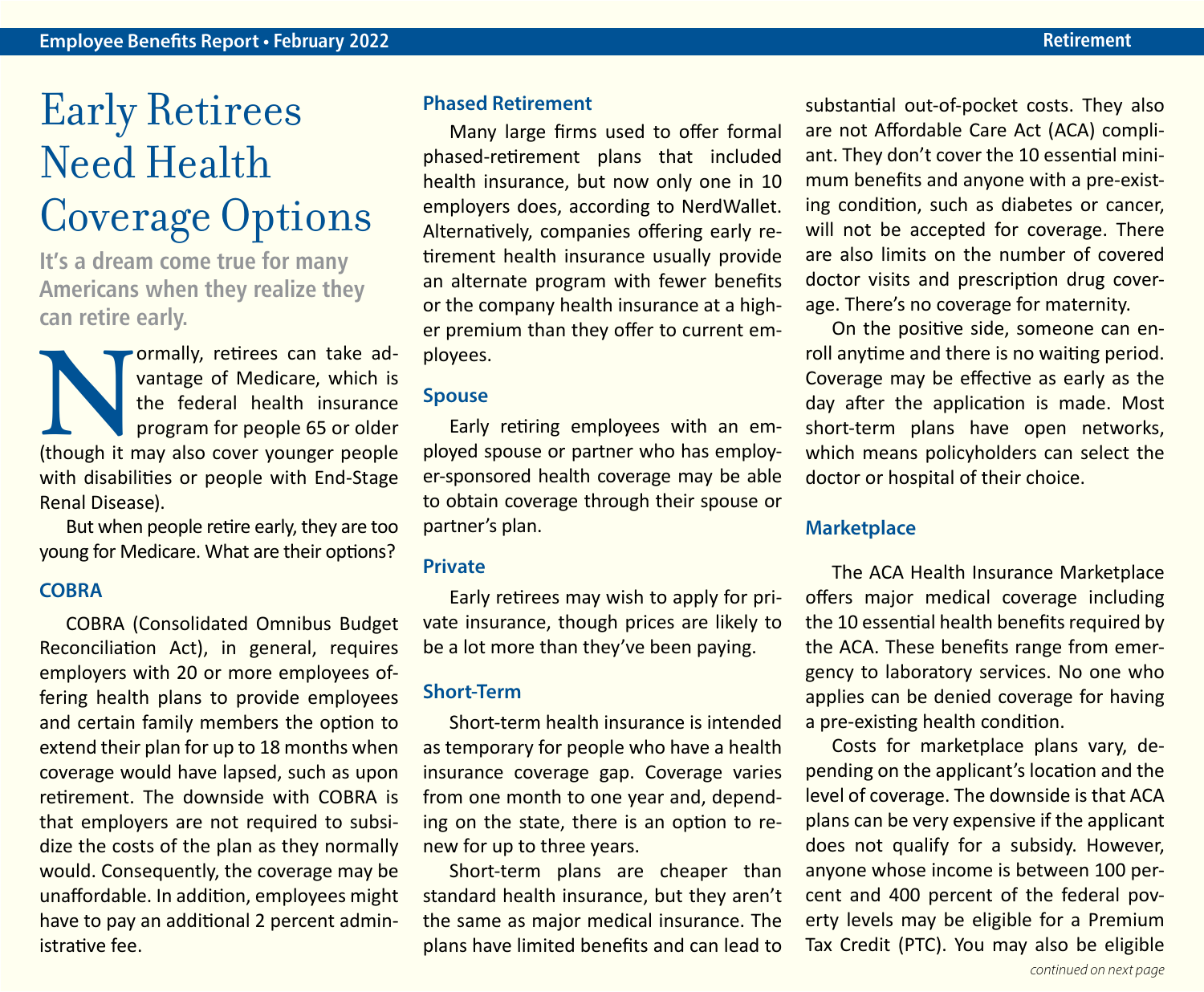# Early Retirees Need Health Coverage Options

**It's a dream come true for many Americans when they realize they can retire early.**

Normally, retirees can take advantage of Medicare, which is the federal health insurance program for people 65 or older (though it may also cover younger people with disabilities or people with End-Stage Renal Disease).

But when people retire early, they are too young for Medicare. What are their options?

## COBRA

COBRA (Consolidated Omnibus Budget Reconciliation Act), in general, requires employers with 20 or more employees offering health plans to provide employees and certain family members the option to extend their plan for up to 18 months when coverage would have lapsed, such as upon retirement. The downside with COBRA is that employers are not required to subsidize the costs of the plan as they normally would. Consequently, the coverage may be unaffordable. In addition, employees might have to pay an additional 2 percent administrative fee.

## Phased Retirement

Many large firms used to offer formal phased-retirement plans that included health insurance, but now only one in 10 employers does, according to NerdWallet. Alternatively, companies offering early retirement health insurance usually provide an alternate program with fewer benefits or the company health insurance at a higher premium than they offer to current employees.

## Spouse

Early retiring employees with an employed spouse or partner who has employer-sponsored health coverage may be able to obtain coverage through their spouse or partner's plan.

## Private

Early retirees may wish to apply for private insurance, though prices are likely to be a lot more than they've been paying.

## Short-Term

Short-term health insurance is intended as temporary for people who have a health insurance coverage gap. Coverage varies from one month to one year and, depending on the state, there is an option to renew for up to three years.

Short-term plans are cheaper than standard health insurance, but they aren't the same as major medical insurance. The plans have limited benefits and can lead to substantial out-of-pocket costs. They also are not Affordable Care Act (ACA) compliant. They don't cover the 10 essential minimum benefits and anyone with a pre-existing condition, such as diabetes or cancer, will not be accepted for coverage. There are also limits on the number of covered doctor visits and prescription drug coverage. There's no coverage for maternity.

On the positive side, someone can enroll anytime and there is no waiting period. Coverage may be effective as early as the day after the application is made. Most short-term plans have open networks, which means policyholders can select the doctor or hospital of their choice.

## Marketplace

The ACA Health Insurance Marketplace offers major medical coverage including the 10 essential health benefits required by the ACA. These benefits range from emergency to laboratory services. No one who applies can be denied coverage for having a pre-existing health condition.

Costs for marketplace plans vary, depending on the applicant's location and the level of coverage. The downside is that ACA plans can be very expensive if the applicant does not qualify for a subsidy. However, anyone whose income is between 100 percent and 400 percent of the federal poverty levels may be eligible for a Premium Tax Credit (PTC). You may also be eligible

*continued on next page*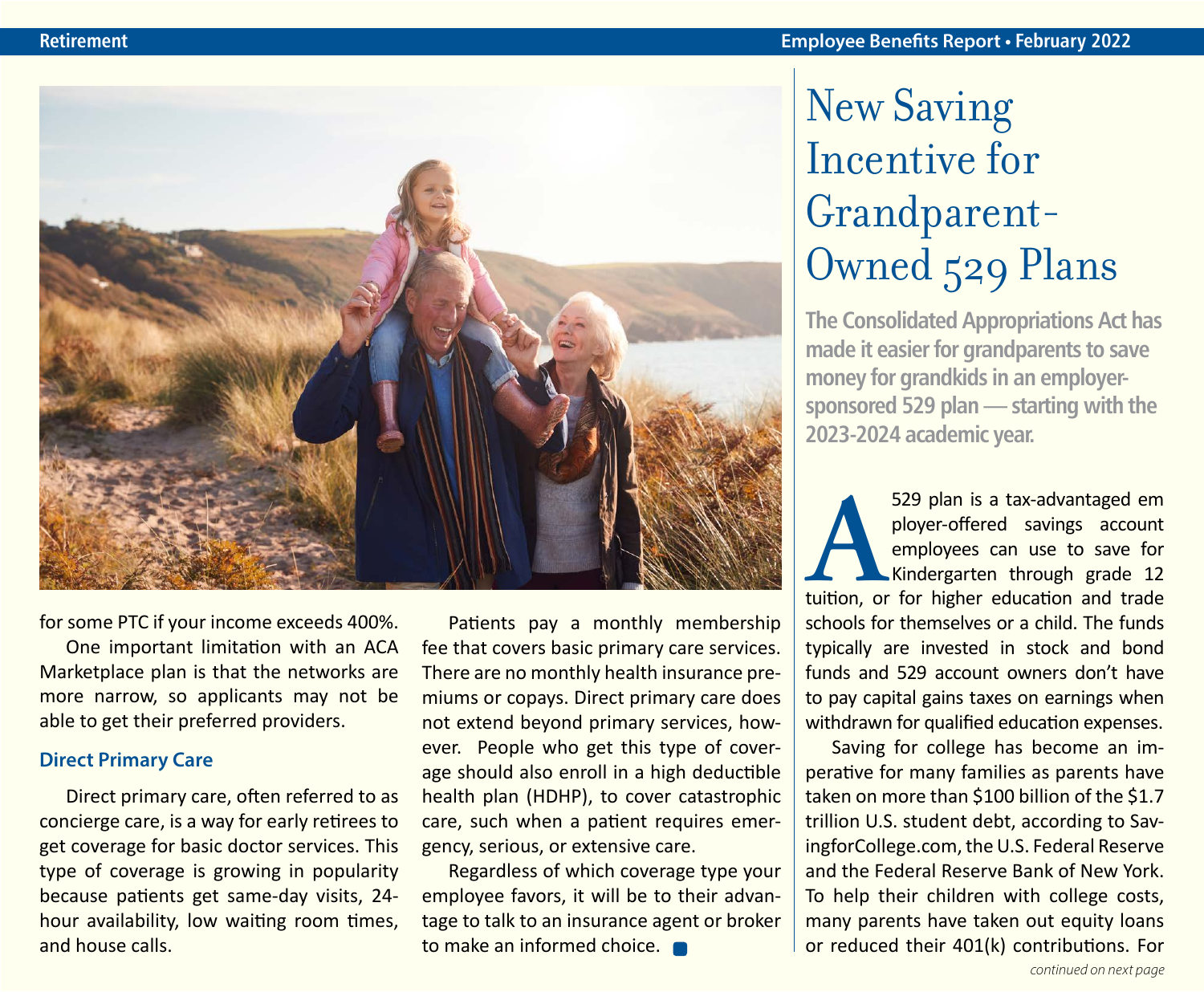for some PTC if your income exceeds 400%.

One important limitation with an ACA Marketplace plan is that the networks are more narrow, so applicants may not be able to get their preferred providers.

### Direct Primary Care

Direct primary care, often referred to as concierge care, is a way for early retirees to get coverage for basic doctor services. This type of coverage is growing in popularity because patients get same-day visits, 24-hour availability, low waiting room times, and house calls.

Patients pay a monthly membership fee that covers basic primary care services. There are no monthly health insurance premiums or copays. Direct primary care does not extend beyond primary services, however. People who get this type of coverage should also enroll in a high deductible health plan (HDHP), to cover catastrophic care, such when a patient requires emergency, serious, or extensive care.

Regardless of which coverage type your employee favors, it will be to their advantage to talk to an insurance agent or broker to make an informed choice.

# New Saving Incentive for Grandparent-Owned 529 Plans

**The Consolidated Appropriations Act has made it easier for grandparents to save money for grandkids in an employer-sponsored 529 plan — starting with the 2023-2024 academic year.**

A 529 plan is a tax-advantaged em ployer-offered savings account employees can use to save for Kindergarten through grade 12 tuition, or for higher education and trade schools for themselves or a child. The funds typically are invested in stock and bond funds and 529 account owners don't have to pay capital gains taxes on earnings when withdrawn for qualified education expenses.

Saving for college has become an imperative for many families as parents have taken on more than $100 billion of the $1.7 trillion U.S. student debt, according to SavingforCollege.com, the U.S. Federal Reserve and the Federal Reserve Bank of New York. To help their children with college costs, many parents have taken out equity loans or reduced their 401(k) contributions. For

*continued on next page*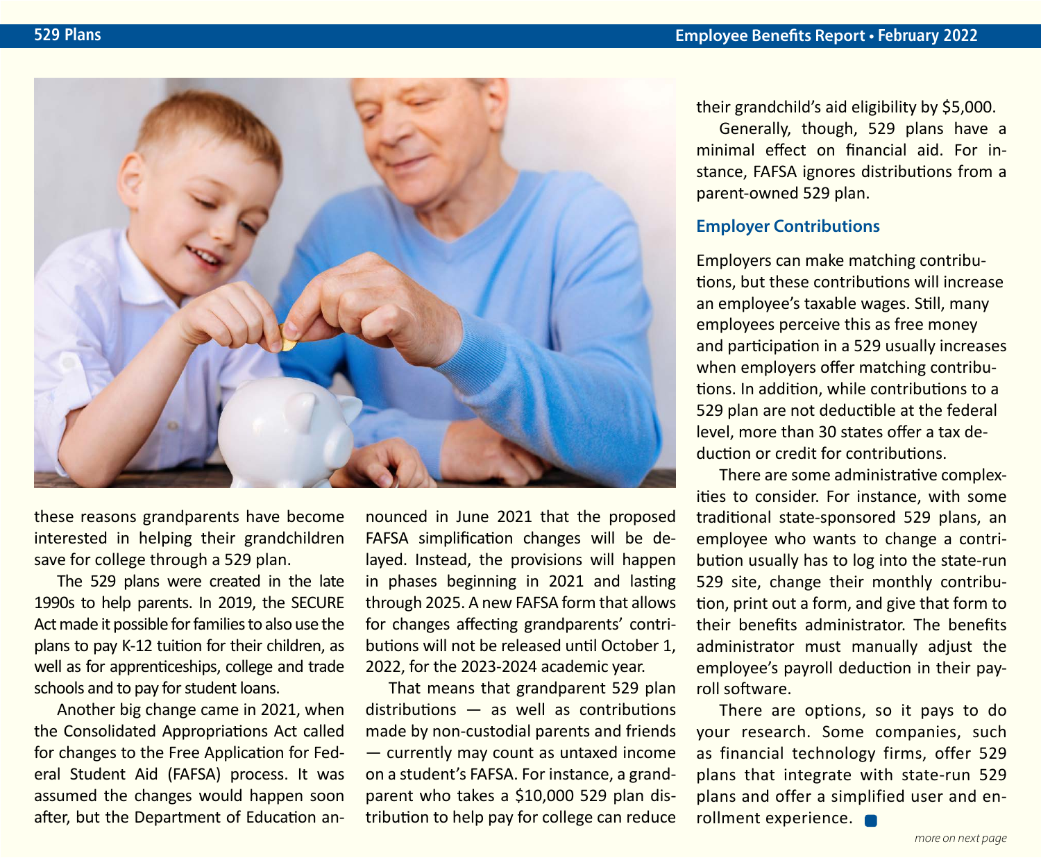these reasons grandparents have become interested in helping their grandchildren save for college through a 529 plan.

The 529 plans were created in the late 1990s to help parents. In 2019, the SECURE Act made it possible for families to also use the plans to pay K-12 tuition for their children, as well as for apprenticeships, college and trade schools and to pay for student loans.

Another big change came in 2021, when the Consolidated Appropriations Act called for changes to the Free Application for Federal Student Aid (FAFSA) process. It was assumed the changes would happen soon after, but the Department of Education announced in June 2021 that the proposed FAFSA simplification changes will be delayed. Instead, the provisions will happen in phases beginning in 2021 and lasting through 2025. A new FAFSA form that allows for changes affecting grandparents' contributions will not be released until October 1, 2022, for the 2023-2024 academic year.

That means that grandparent 529 plan distributions — as well as contributions made by non-custodial parents and friends — currently may count as untaxed income on a student's FAFSA. For instance, a grandparent who takes a $10,000 529 plan distribution to help pay for college can reduce their grandchild's aid eligibility by $5,000.

Generally, though, 529 plans have a minimal effect on financial aid. For instance, FAFSA ignores distributions from a parent-owned 529 plan.

### Employer Contributions

Employers can make matching contributions, but these contributions will increase an employee's taxable wages. Still, many employees perceive this as free money and participation in a 529 usually increases when employers offer matching contributions. In addition, while contributions to a 529 plan are not deductible at the federal level, more than 30 states offer a tax deduction or credit for contributions.

There are some administrative complexities to consider. For instance, with some traditional state-sponsored 529 plans, an employee who wants to change a contribution usually has to log into the state-run 529 site, change their monthly contribution, print out a form, and give that form to their benefits administrator. The benefits administrator must manually adjust the employee's payroll deduction in their payroll software.

There are options, so it pays to do your research. Some companies, such as financial technology firms, offer 529 plans that integrate with state-run 529 plans and offer a simplified user and enrollment experience.

*more on next page*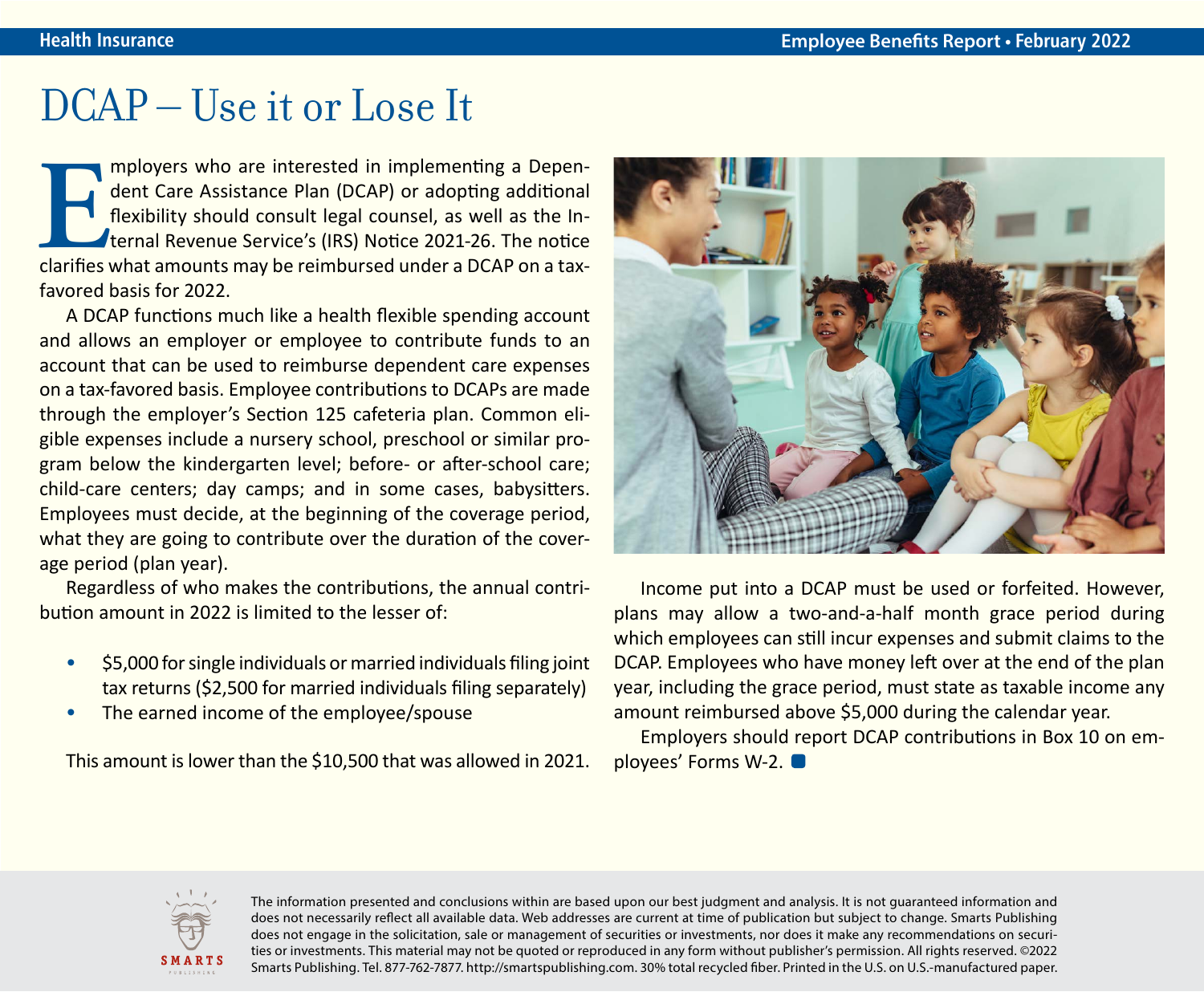# DCAP – Use it or Lose It

Employers who are interested in implementing a Dependent Care Assistance Plan (DCAP) or adopting additional flexibility should consult legal counsel, as well as the Internal Revenue Service's (IRS) Notice 2021-26. The notice clarifies what amounts may be reimbursed under a DCAP on a tax-favored basis for 2022.

A DCAP functions much like a health flexible spending account and allows an employer or employee to contribute funds to an account that can be used to reimburse dependent care expenses on a tax-favored basis. Employee contributions to DCAPs are made through the employer's Section 125 cafeteria plan. Common eligible expenses include a nursery school, preschool or similar program below the kindergarten level; before- or after-school care; child-care centers; day camps; and in some cases, babysitters. Employees must decide, at the beginning of the coverage period, what they are going to contribute over the duration of the coverage period (plan year).

Regardless of who makes the contributions, the annual contribution amount in 2022 is limited to the lesser of:

- $5,000 for single individuals or married individuals filing joint tax returns ($2,500 for married individuals filing separately)
- The earned income of the employee/spouse

This amount is lower than the $10,500 that was allowed in 2021.

Income put into a DCAP must be used or forfeited. However, plans may allow a two-and-a-half month grace period during which employees can still incur expenses and submit claims to the DCAP. Employees who have money left over at the end of the plan year, including the grace period, must state as taxable income any amount reimbursed above $5,000 during the calendar year.

Employers should report DCAP contributions in Box 10 on employees' Forms W-2.

The information presented and conclusions within are based upon our best judgment and analysis. It is not guaranteed information and does not necessarily reflect all available data. Web addresses are current at time of publication but subject to change. Smarts Publishing does not engage in the solicitation, sale or management of securities or investments, nor does it make any recommendations on securities or investments. This material may not be quoted or reproduced in any form without publisher's permission. All rights reserved. ©2022 Smarts Publishing. Tel. 877-762-7877. http://smartspublishing.com. 30% total recycled fiber. Printed in the U.S. on U.S.-manufactured paper.